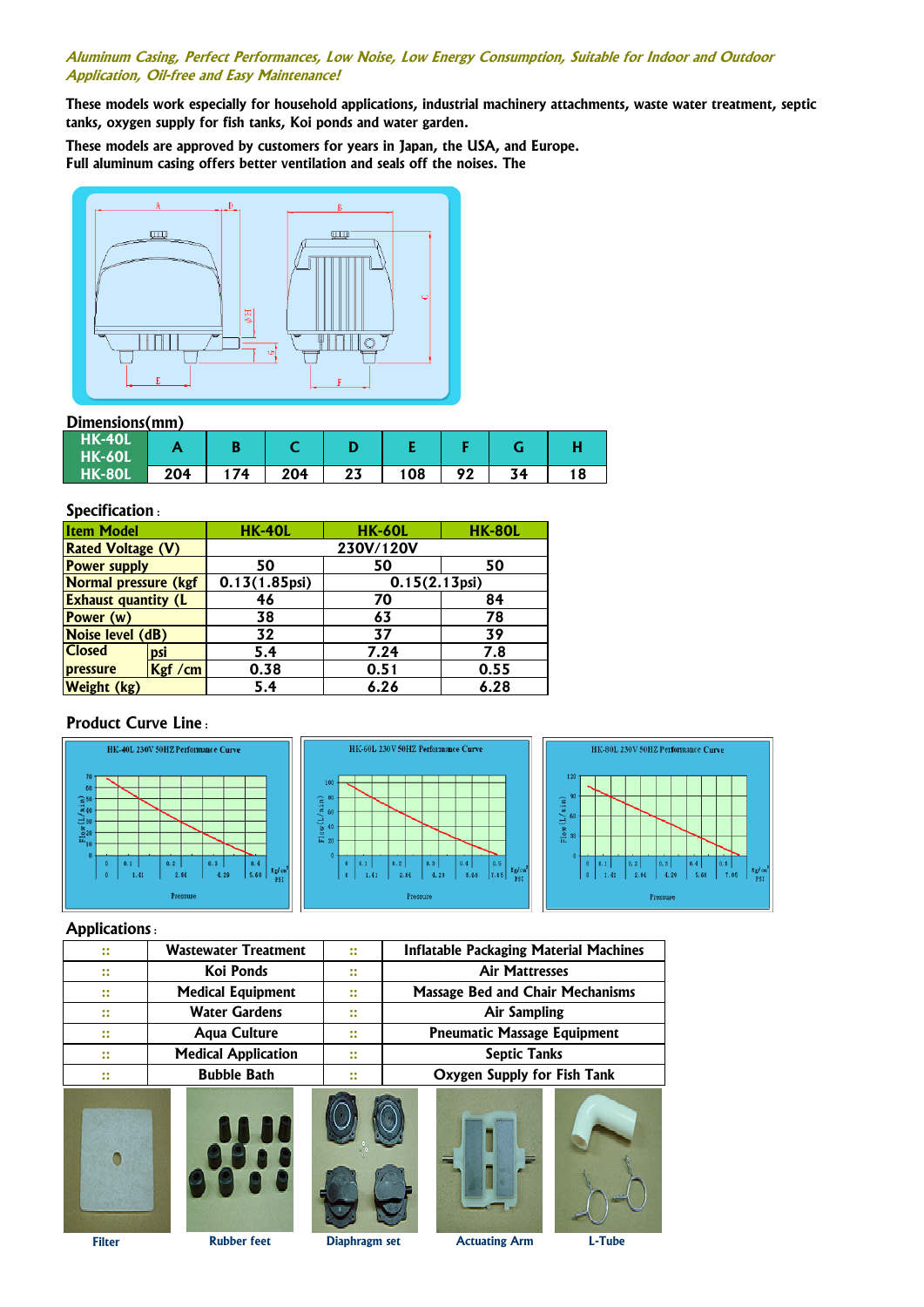*Aluminum Casing, Perfect Performances, Low Noise, Low Energy Consumption, Suitable for Indoor and Outdoor Application, Oil-free and Easy Maintenance!*

**These models work especially for household applications, industrial machinery attachments, waste water treatment, septic tanks, oxygen supply for fish tanks, Koi ponds and water garden.**

**These models are approved by customers for years in Japan, the USA, and Europe.**
**Full aluminum casing offers better ventilation and seals off the noises. The**

## Dimensions(mm)

| HK-40L HK-60L HK-80L | A | B | C | D | E | F | G | H |
|---|---|---|---|---|---|---|---|---|
| | 204 | 174 | 204 | 23 | 108 | 92 | 34 | 18 |

## Specification：

| Item Model | | HK-40L | HK-60L | HK-80L |
|---|---|---|---|---|
| Rated Voltage (V) | | 230V/120V | | |
| Power supply | | 50 | 50 | 50 |
| Normal pressure (kgf | | 0.13(1.85psi) | 0.15(2.13psi) | |
| Exhaust quantity (L | | 46 | 70 | 84 |
| Power (w) | | 38 | 63 | 78 |
| Noise level (dB) | | 32 | 37 | 39 |
| Closed pressure | psi | 5.4 | 7.24 | 7.8 |
| | Kgf /cm | 0.38 | 0.51 | 0.55 |
| Weight (kg) | | 5.4 | 6.26 | 6.28 |

## Product Curve Line：

HK-40L 230V 50HZ Performance Curve

HK-60L 230V 50HZ Performance Curve

HK-80L 230V 50HZ Performance Curve

## Applications：

| :: | Wastewater Treatment | :: | Inflatable Packaging Material Machines |
|---|---|---|---|
| :: | Koi Ponds | :: | Air Mattresses |
| :: | Medical Equipment | :: | Massage Bed and Chair Mechanisms |
| :: | Water Gardens | :: | Air Sampling |
| :: | Aqua Culture | :: | Pneumatic Massage Equipment |
| :: | Medical Application | :: | Septic Tanks |
| :: | Bubble Bath | :: | Oxygen Supply for Fish Tank |

Filter

Rubber feet

Diaphragm set

Actuating Arm

L-Tube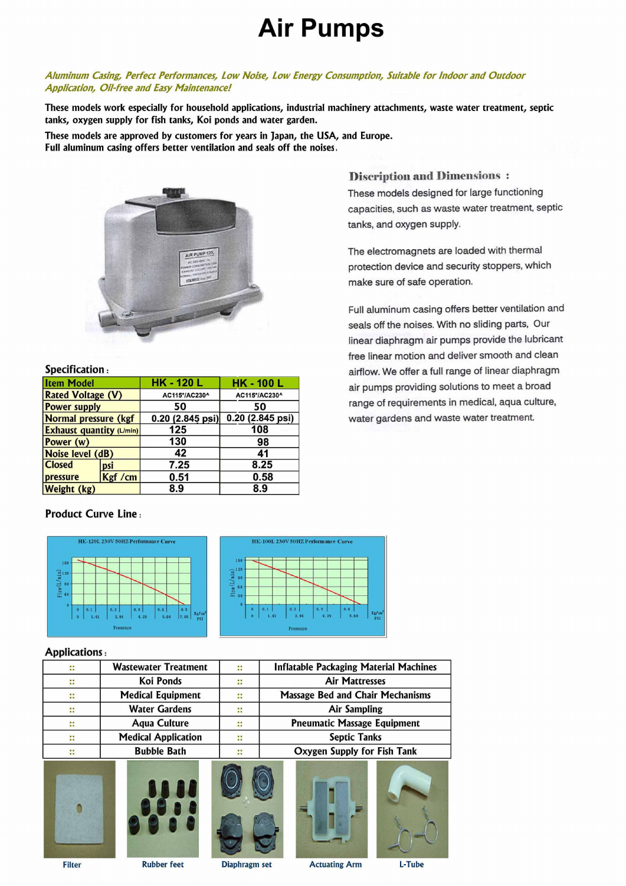# Air Pumps

*Aluminum Casing, Perfect Performances, Low Noise, Low Energy Consumption, Suitable for Indoor and Outdoor Application, Oil-free and Easy Maintenance!*

**These models work especially for household applications, industrial machinery attachments, waste water treatment, septic tanks, oxygen supply for fish tanks, Koi ponds and water garden.**

**These models are approved by customers for years in Japan, the USA, and Europe.**
**Full aluminum casing offers better ventilation and seals off the noises.**

## Discription and Dimensions :

These models designed for large functioning capacities, such as waste water treatment, septic tanks, and oxygen supply.

The electromagnets are loaded with thermal protection device and security stoppers, which make sure of safe operation.

Full aluminum casing offers better ventilation and seals off the noises. With no sliding parts, Our linear diaphragm air pumps provide the lubricant free linear motion and deliver smooth and clean airflow. We offer a full range of linear diaphragm air pumps providing solutions to meet a broad range of requirements in medical, aqua culture, water gardens and waste water treatment.

## Specification :

| Item Model | | HK - 120 L | HK - 100 L |
|---|---|---|---|
| Rated Voltage (V) | | AC115\*/AC230^ | AC115\*/AC230^ |
| Power supply | | 50 | 50 |
| Normal pressure (kgf | | 0.20 (2.845 psi) | 0.20 (2.845 psi) |
| Exhaust quantity (L/min) | | 125 | 108 |
| Power (w) | | 130 | 98 |
| Noise level (dB) | | 42 | 41 |
| Closed pressure | psi | 7.25 | 8.25 |
| | Kgf /cm | 0.51 | 0.58 |
| Weight (kg) | | 8.9 | 8.9 |

## Product Curve Line :

HK-120L 230V 50HZ Performance Curve

HK-100L 230V 50HZ Performance Curve

## Applications :

| :: | Wastewater Treatment | :: | Inflatable Packaging Material Machines |
|---|---|---|---|
| :: | Koi Ponds | :: | Air Mattresses |
| :: | Medical Equipment | :: | Massage Bed and Chair Mechanisms |
| :: | Water Gardens | :: | Air Sampling |
| :: | Aqua Culture | :: | Pneumatic Massage Equipment |
| :: | Medical Application | :: | Septic Tanks |
| :: | Bubble Bath | :: | Oxygen Supply for Fish Tank |

Filter

Rubber feet

Diaphragm set

Actuating Arm

L-Tube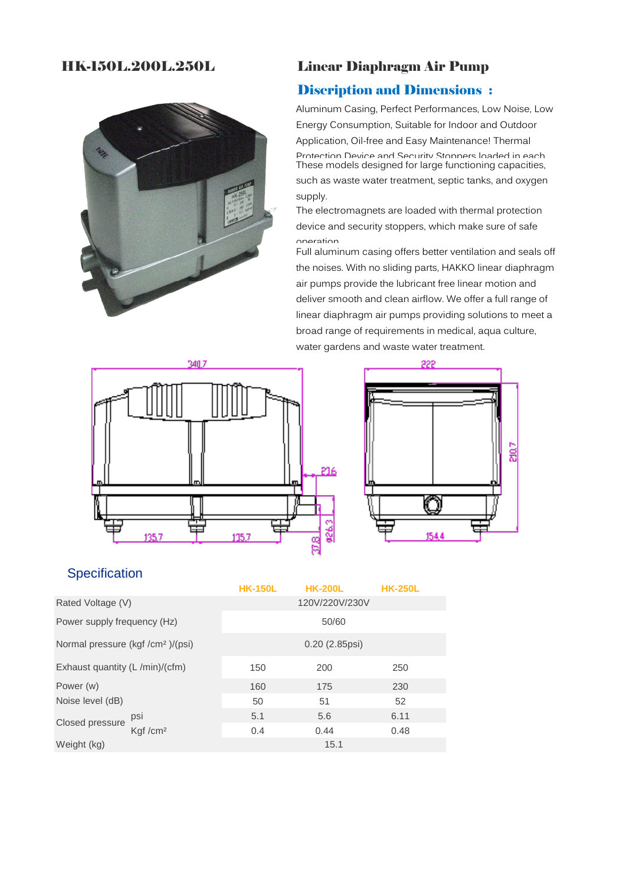# HK-150L.200L.250L

# Linear Diaphragm Air Pump

## Discription and Dimensions :

Aluminum Casing, Perfect Performances, Low Noise, Low Energy Consumption, Suitable for Indoor and Outdoor Application, Oil-free and Easy Maintenance! Thermal Protection Device and Security Stoppers loaded in each

These models designed for large functioning capacities, such as waste water treatment, septic tanks, and oxygen supply.

The electromagnets are loaded with thermal protection device and security stoppers, which make sure of safe operation.

Full aluminum casing offers better ventilation and seals off the noises. With no sliding parts, HAKKO linear diaphragm air pumps provide the lubricant free linear motion and deliver smooth and clean airflow. We offer a full range of linear diaphragm air pumps providing solutions to meet a broad range of requirements in medical, aqua culture, water gardens and waste water treatment.

340.7

216

135.7 135.7

ø26.3

37.8

222

210.7

154.4

## Specification

| | | HK-150L | HK-200L | HK-250L |
|---|---|---|---|---|
| Rated Voltage (V) | | | 120V/220V/230V | |
| Power supply frequency (Hz) | | | 50/60 | |
| Normal pressure (kgf /cm²)/(psi) | | | 0.20 (2.85psi) | |
| Exhaust quantity (L /min)/(cfm) | | 150 | 200 | 250 |
| Power (w) | | 160 | 175 | 230 |
| Noise level (dB) | | 50 | 51 | 52 |
| Closed pressure | psi | 5.1 | 5.6 | 6.11 |
| | Kgf /cm² | 0.4 | 0.44 | 0.48 |
| Weight (kg) | | | 15.1 | |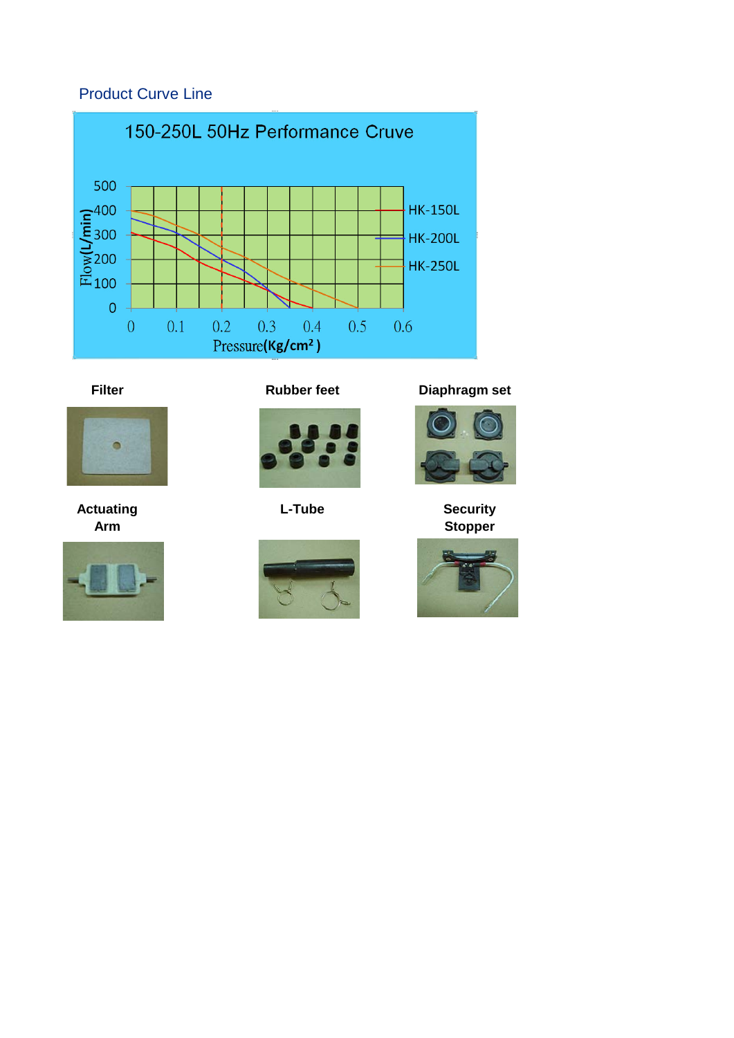## Product Curve Line

150-250L 50Hz Performance Cruve

Flow(L/min)

500
400
300
200
100
0

0 0.1 0.2 0.3 0.4 0.5 0.6

Pressure(Kg/cm$^2$)

HK-150L
HK-200L
HK-250L

**Filter**

**Rubber feet**

**Diaphragm set**

**Actuating Arm**

**L-Tube**

**Security Stopper**